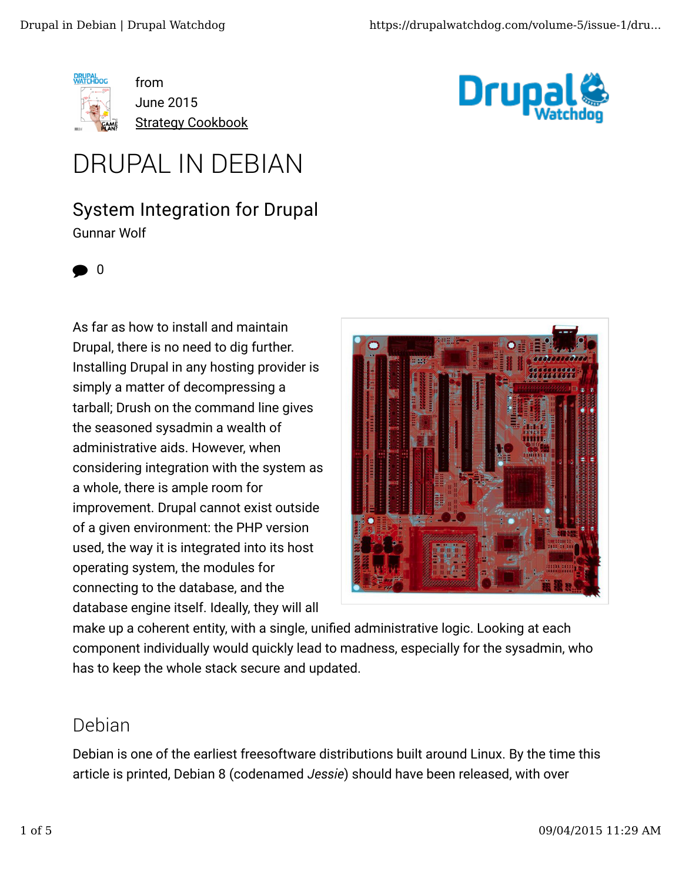from
June 2015
Strategy Cookbook

# DRUPAL IN DEBIAN

## System Integration for Drupal

Gunnar Wolf

0

As far as how to install and maintain Drupal, there is no need to dig further. Installing Drupal in any hosting provider is simply a matter of decompressing a tarball; Drush on the command line gives the seasoned sysadmin a wealth of administrative aids. However, when considering integration with the system as a whole, there is ample room for improvement. Drupal cannot exist outside of a given environment: the PHP version used, the way it is integrated into its host operating system, the modules for connecting to the database, and the database engine itself. Ideally, they will all make up a coherent entity, with a single, unified administrative logic. Looking at each component individually would quickly lead to madness, especially for the sysadmin, who has to keep the whole stack secure and updated.

### Debian

Debian is one of the earliest freesoftware distributions built around Linux. By the time this article is printed, Debian 8 (codenamed *Jessie*) should have been released, with over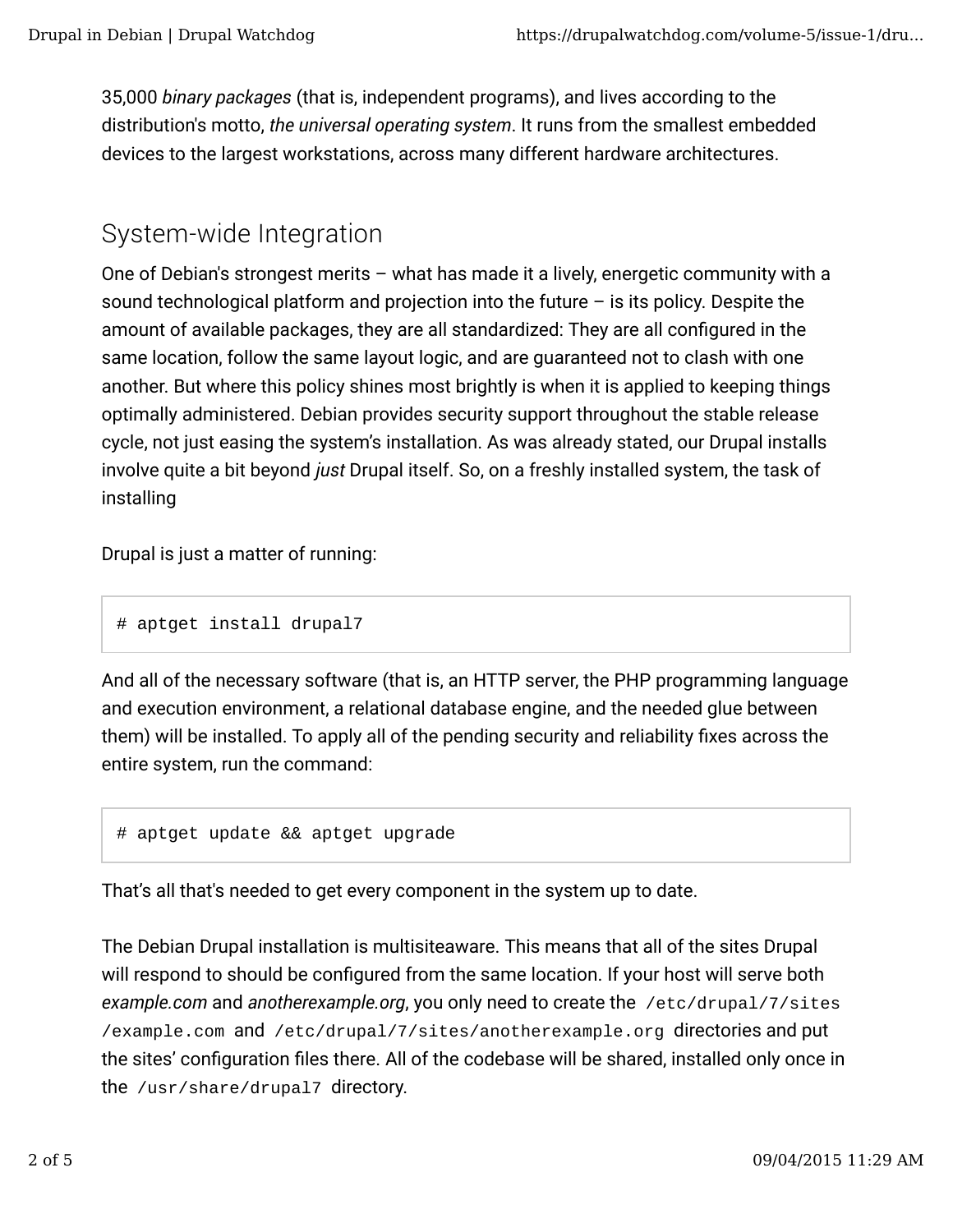35,000 *binary packages* (that is, independent programs), and lives according to the distribution's motto, *the universal operating system*. It runs from the smallest embedded devices to the largest workstations, across many different hardware architectures.

## System-wide Integration

One of Debian's strongest merits – what has made it a lively, energetic community with a sound technological platform and projection into the future – is its policy. Despite the amount of available packages, they are all standardized: They are all configured in the same location, follow the same layout logic, and are guaranteed not to clash with one another. But where this policy shines most brightly is when it is applied to keeping things optimally administered. Debian provides security support throughout the stable release cycle, not just easing the system's installation. As was already stated, our Drupal installs involve quite a bit beyond *just* Drupal itself. So, on a freshly installed system, the task of installing

Drupal is just a matter of running:

```
# aptget install drupal7
```

And all of the necessary software (that is, an HTTP server, the PHP programming language and execution environment, a relational database engine, and the needed glue between them) will be installed. To apply all of the pending security and reliability fixes across the entire system, run the command:

```
# aptget update && aptget upgrade
```

That's all that's needed to get every component in the system up to date.

The Debian Drupal installation is multisiteaware. This means that all of the sites Drupal will respond to should be configured from the same location. If your host will serve both *example.com* and *anotherexample.org*, you only need to create the `/etc/drupal/7/sites/example.com` and `/etc/drupal/7/sites/anotherexample.org` directories and put the sites' configuration files there. All of the codebase will be shared, installed only once in the `/usr/share/drupal7` directory.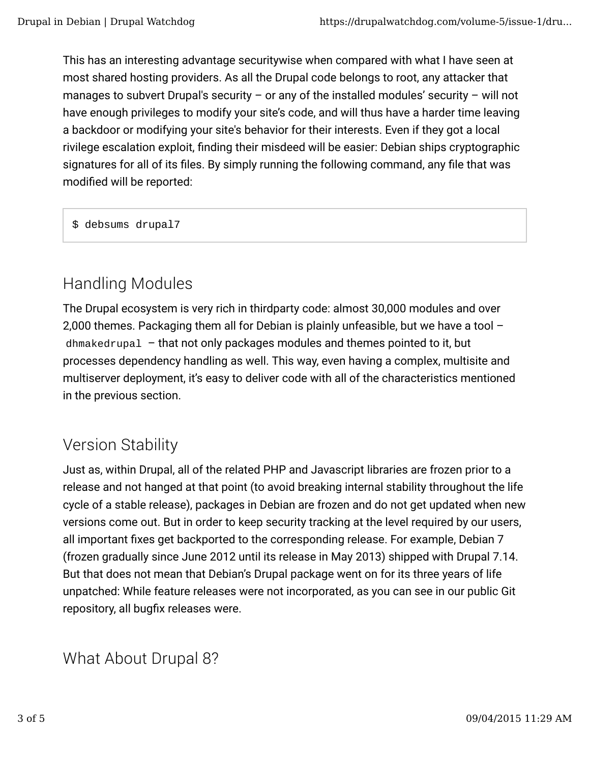This has an interesting advantage securitywise when compared with what I have seen at most shared hosting providers. As all the Drupal code belongs to root, any attacker that manages to subvert Drupal's security – or any of the installed modules' security – will not have enough privileges to modify your site's code, and will thus have a harder time leaving a backdoor or modifying your site's behavior for their interests. Even if they got a local rivilege escalation exploit, finding their misdeed will be easier: Debian ships cryptographic signatures for all of its files. By simply running the following command, any file that was modified will be reported:

```
$ debsums drupal7
```

## Handling Modules

The Drupal ecosystem is very rich in thirdparty code: almost 30,000 modules and over 2,000 themes. Packaging them all for Debian is plainly unfeasible, but we have a tool – `dhmakedrupal` – that not only packages modules and themes pointed to it, but processes dependency handling as well. This way, even having a complex, multisite and multiserver deployment, it's easy to deliver code with all of the characteristics mentioned in the previous section.

## Version Stability

Just as, within Drupal, all of the related PHP and Javascript libraries are frozen prior to a release and not hanged at that point (to avoid breaking internal stability throughout the life cycle of a stable release), packages in Debian are frozen and do not get updated when new versions come out. But in order to keep security tracking at the level required by our users, all important fixes get backported to the corresponding release. For example, Debian 7 (frozen gradually since June 2012 until its release in May 2013) shipped with Drupal 7.14. But that does not mean that Debian's Drupal package went on for its three years of life unpatched: While feature releases were not incorporated, as you can see in our public Git repository, all bugfix releases were.

## What About Drupal 8?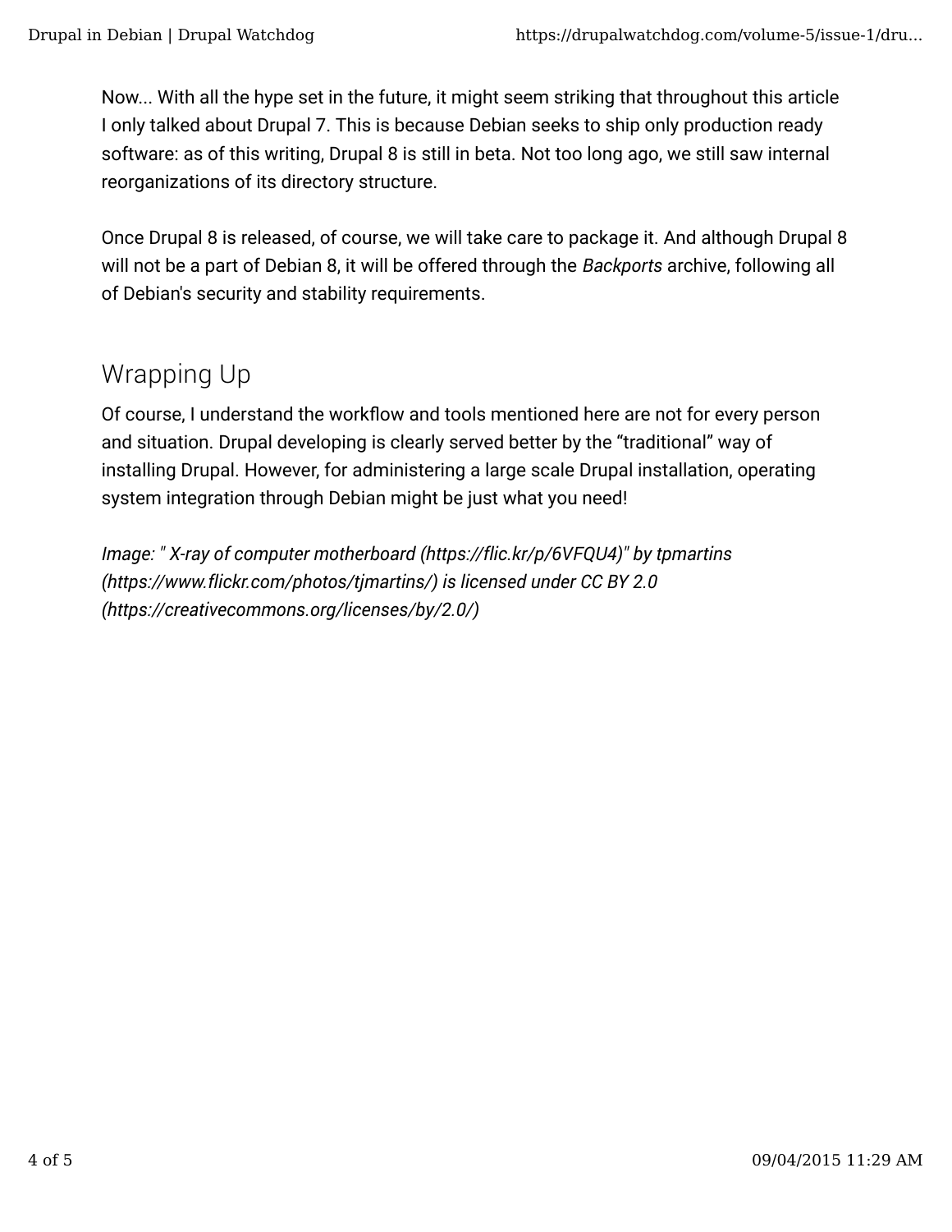Now... With all the hype set in the future, it might seem striking that throughout this article I only talked about Drupal 7. This is because Debian seeks to ship only production ready software: as of this writing, Drupal 8 is still in beta. Not too long ago, we still saw internal reorganizations of its directory structure.

Once Drupal 8 is released, of course, we will take care to package it. And although Drupal 8 will not be a part of Debian 8, it will be offered through the *Backports* archive, following all of Debian's security and stability requirements.

## Wrapping Up

Of course, I understand the workflow and tools mentioned here are not for every person and situation. Drupal developing is clearly served better by the “traditional” way of installing Drupal. However, for administering a large scale Drupal installation, operating system integration through Debian might be just what you need!

*Image: " X-ray of computer motherboard (https://flic.kr/p/6VFQU4)" by tpmartins (https://www.flickr.com/photos/tjmartins/) is licensed under CC BY 2.0 (https://creativecommons.org/licenses/by/2.0/)*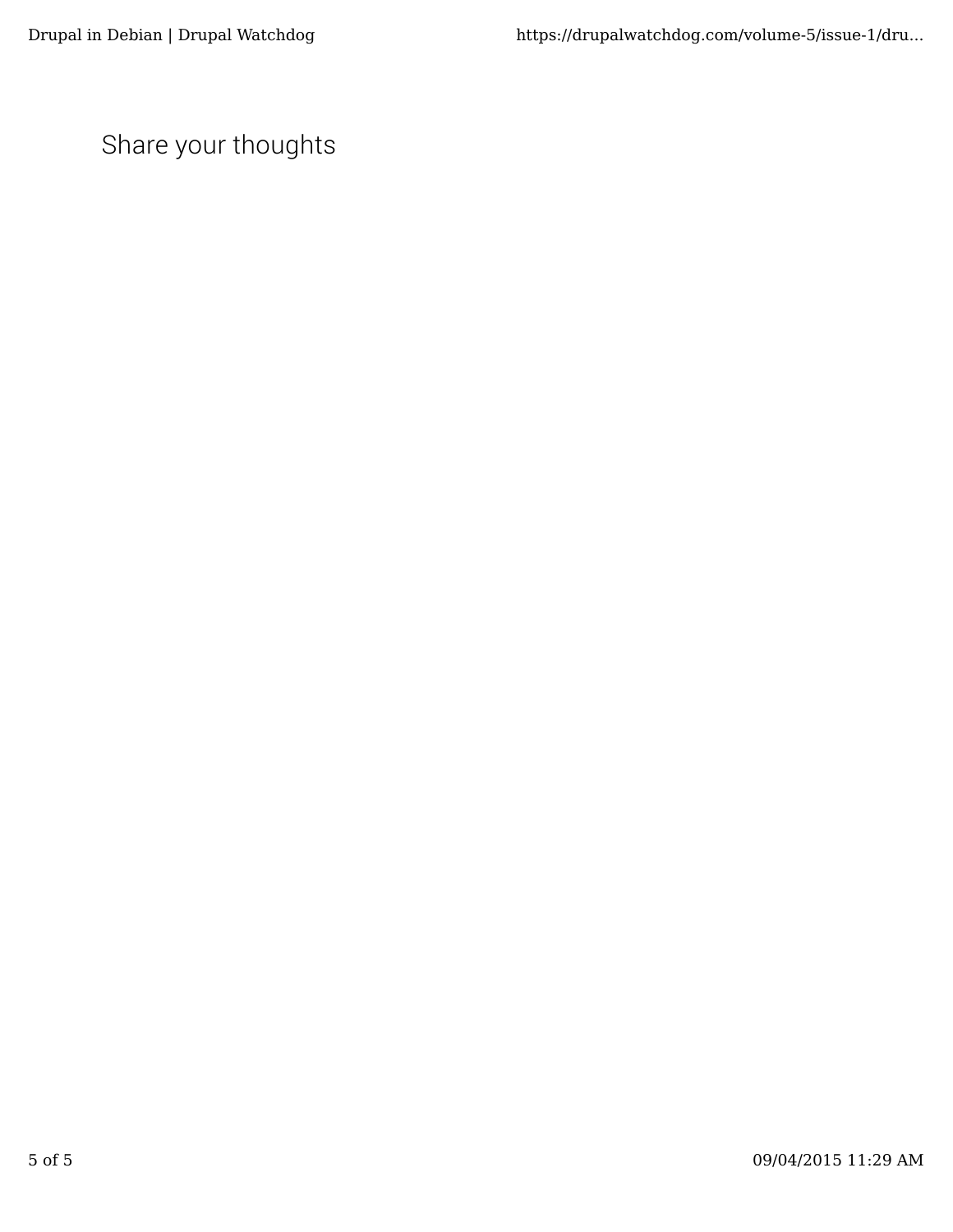## Share your thoughts